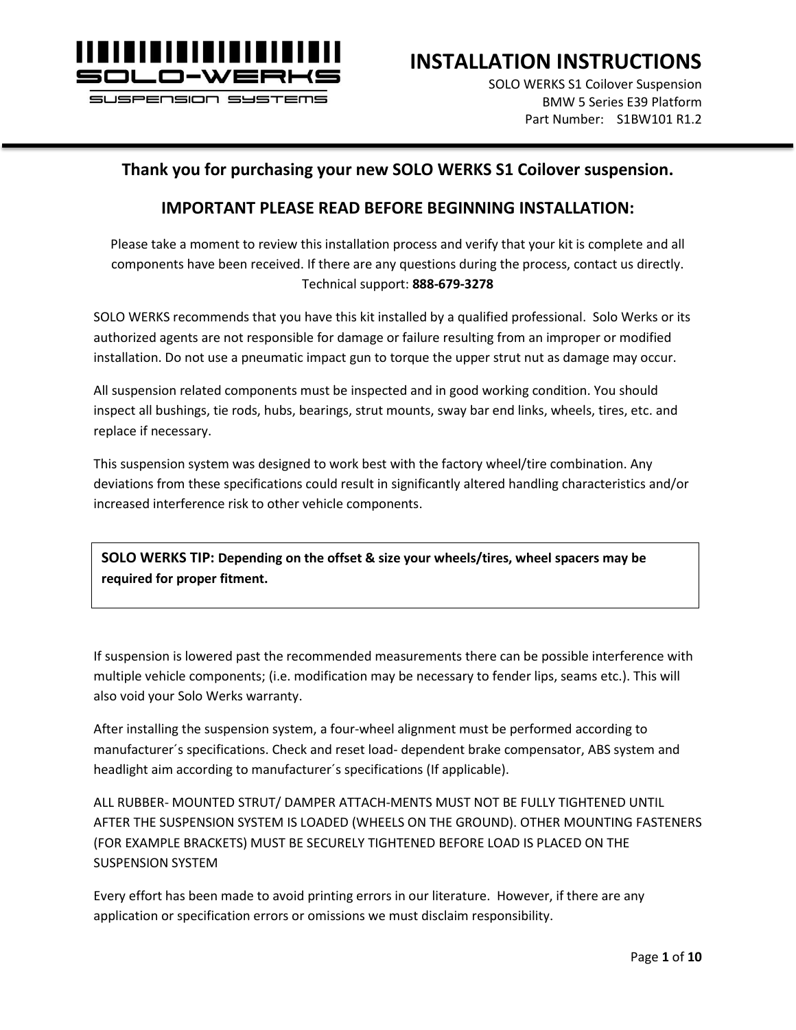SOLO-WERKS
SUSPENSION SYSTEMS

# INSTALLATION INSTRUCTIONS

SOLO WERKS S1 Coilover Suspension
BMW 5 Series E39 Platform
Part Number: S1BW101 R1.2

## Thank you for purchasing your new SOLO WERKS S1 Coilover suspension.

## IMPORTANT PLEASE READ BEFORE BEGINNING INSTALLATION:

Please take a moment to review this installation process and verify that your kit is complete and all components have been received. If there are any questions during the process, contact us directly. Technical support: **888-679-3278**

SOLO WERKS recommends that you have this kit installed by a qualified professional. Solo Werks or its authorized agents are not responsible for damage or failure resulting from an improper or modified installation. Do not use a pneumatic impact gun to torque the upper strut nut as damage may occur.

All suspension related components must be inspected and in good working condition. You should inspect all bushings, tie rods, hubs, bearings, strut mounts, sway bar end links, wheels, tires, etc. and replace if necessary.

This suspension system was designed to work best with the factory wheel/tire combination. Any deviations from these specifications could result in significantly altered handling characteristics and/or increased interference risk to other vehicle components.

**SOLO WERKS TIP: Depending on the offset & size your wheels/tires, wheel spacers may be required for proper fitment.**

If suspension is lowered past the recommended measurements there can be possible interference with multiple vehicle components; (i.e. modification may be necessary to fender lips, seams etc.). This will also void your Solo Werks warranty.

After installing the suspension system, a four-wheel alignment must be performed according to manufacturer´s specifications. Check and reset load- dependent brake compensator, ABS system and headlight aim according to manufacturer´s specifications (If applicable).

ALL RUBBER- MOUNTED STRUT/ DAMPER ATTACH-MENTS MUST NOT BE FULLY TIGHTENED UNTIL AFTER THE SUSPENSION SYSTEM IS LOADED (WHEELS ON THE GROUND). OTHER MOUNTING FASTENERS (FOR EXAMPLE BRACKETS) MUST BE SECURELY TIGHTENED BEFORE LOAD IS PLACED ON THE SUSPENSION SYSTEM

Every effort has been made to avoid printing errors in our literature. However, if there are any application or specification errors or omissions we must disclaim responsibility.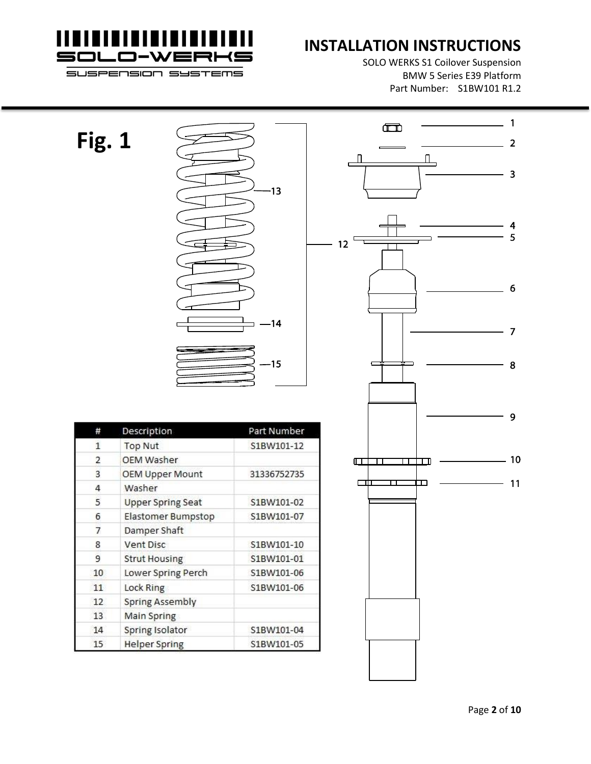**Fig. 1**

| # | Description | Part Number |
| --- | --- | --- |
| 1 | Top Nut | S1BW101-12 |
| 2 | OEM Washer | |
| 3 | OEM Upper Mount | 31336752735 |
| 4 | Washer | |
| 5 | Upper Spring Seat | S1BW101-02 |
| 6 | Elastomer Bumpstop | S1BW101-07 |
| 7 | Damper Shaft | |
| 8 | Vent Disc | S1BW101-10 |
| 9 | Strut Housing | S1BW101-01 |
| 10 | Lower Spring Perch | S1BW101-06 |
| 11 | Lock Ring | S1BW101-06 |
| 12 | Spring Assembly | |
| 13 | Main Spring | |
| 14 | Spring Isolator | S1BW101-04 |
| 15 | Helper Spring | S1BW101-05 |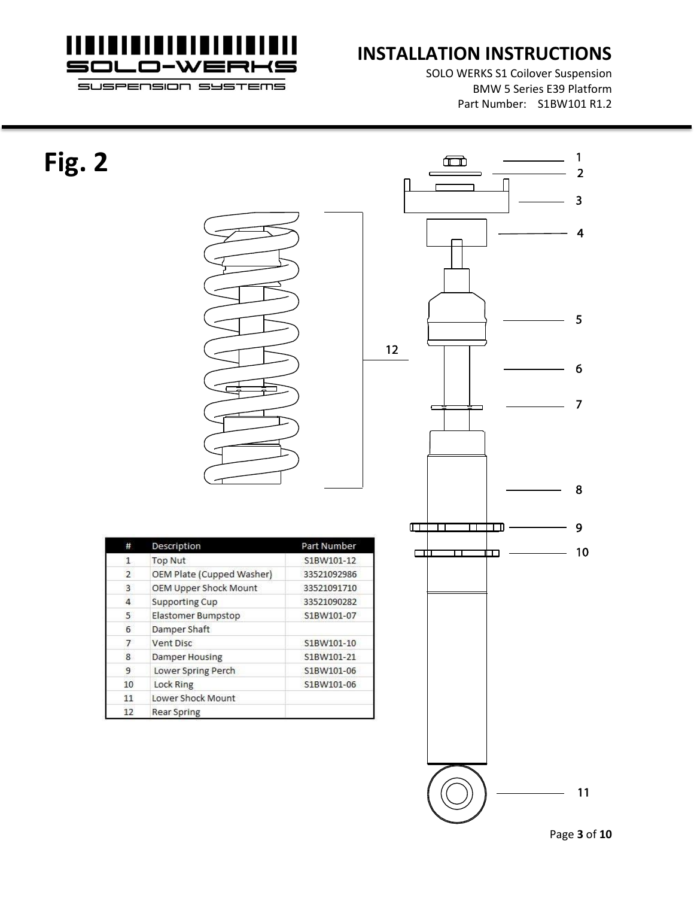## Fig. 2

| # | Description | Part Number |
|---|---|---|
| 1 | Top Nut | S1BW101-12 |
| 2 | OEM Plate (Cupped Washer) | 33521092986 |
| 3 | OEM Upper Shock Mount | 33521091710 |
| 4 | Supporting Cup | 33521090282 |
| 5 | Elastomer Bumpstop | S1BW101-07 |
| 6 | Damper Shaft | |
| 7 | Vent Disc | S1BW101-10 |
| 8 | Damper Housing | S1BW101-21 |
| 9 | Lower Spring Perch | S1BW101-06 |
| 10 | Lock Ring | S1BW101-06 |
| 11 | Lower Shock Mount | |
| 12 | Rear Spring | |

1
2
3
4
5
6
7
8
9
10
11
12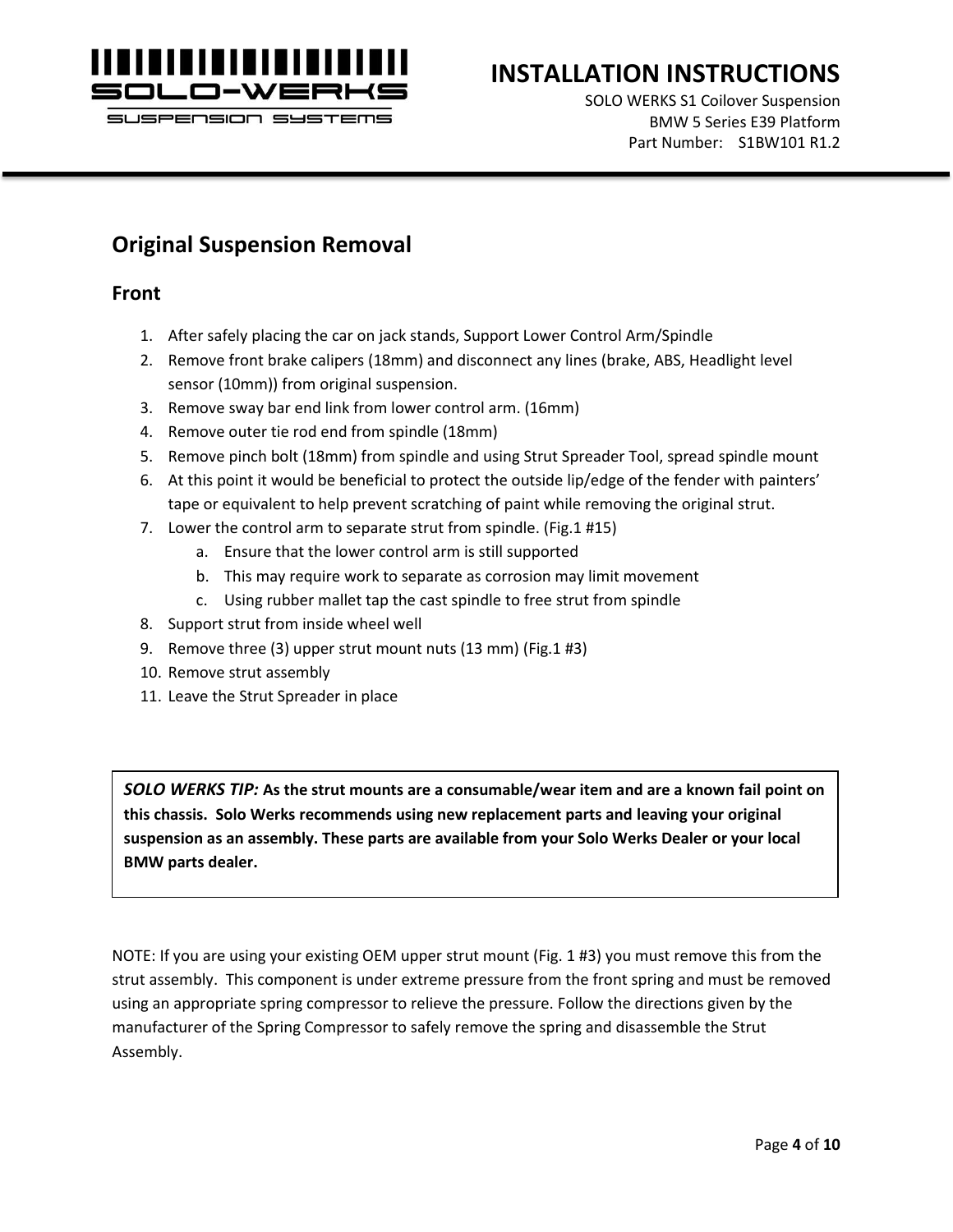## Original Suspension Removal

### Front

1. After safely placing the car on jack stands, Support Lower Control Arm/Spindle
2. Remove front brake calipers (18mm) and disconnect any lines (brake, ABS, Headlight level sensor (10mm)) from original suspension.
3. Remove sway bar end link from lower control arm. (16mm)
4. Remove outer tie rod end from spindle (18mm)
5. Remove pinch bolt (18mm) from spindle and using Strut Spreader Tool, spread spindle mount
6. At this point it would be beneficial to protect the outside lip/edge of the fender with painters' tape or equivalent to help prevent scratching of paint while removing the original strut.
7. Lower the control arm to separate strut from spindle. (Fig.1 #15)
   a. Ensure that the lower control arm is still supported
   b. This may require work to separate as corrosion may limit movement
   c. Using rubber mallet tap the cast spindle to free strut from spindle
8. Support strut from inside wheel well
9. Remove three (3) upper strut mount nuts (13 mm) (Fig.1 #3)
10. Remove strut assembly
11. Leave the Strut Spreader in place

> ***SOLO WERKS TIP:*** **As the strut mounts are a consumable/wear item and are a known fail point on this chassis. Solo Werks recommends using new replacement parts and leaving your original suspension as an assembly. These parts are available from your Solo Werks Dealer or your local BMW parts dealer.**

NOTE: If you are using your existing OEM upper strut mount (Fig. 1 #3) you must remove this from the strut assembly. This component is under extreme pressure from the front spring and must be removed using an appropriate spring compressor to relieve the pressure. Follow the directions given by the manufacturer of the Spring Compressor to safely remove the spring and disassemble the Strut Assembly.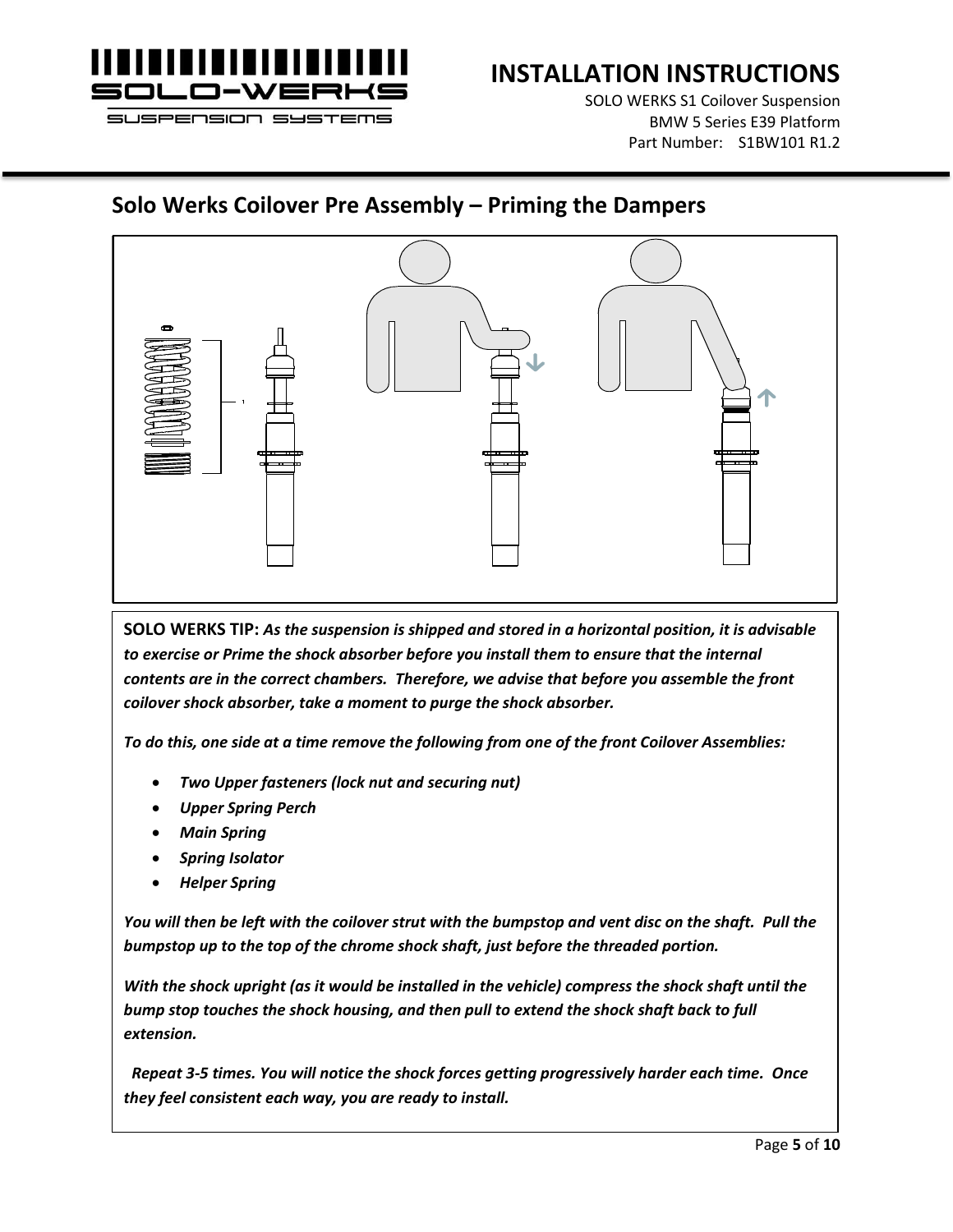## Solo Werks Coilover Pre Assembly – Priming the Dampers

**SOLO WERKS TIP:** ***As the suspension is shipped and stored in a horizontal position, it is advisable to exercise or Prime the shock absorber before you install them to ensure that the internal contents are in the correct chambers. Therefore, we advise that before you assemble the front coilover shock absorber, take a moment to purge the shock absorber.***

***To do this, one side at a time remove the following from one of the front Coilover Assemblies:***

- ***Two Upper fasteners (lock nut and securing nut)***
- ***Upper Spring Perch***
- ***Main Spring***
- ***Spring Isolator***
- ***Helper Spring***

***You will then be left with the coilover strut with the bumpstop and vent disc on the shaft. Pull the bumpstop up to the top of the chrome shock shaft, just before the threaded portion.***

***With the shock upright (as it would be installed in the vehicle) compress the shock shaft until the bump stop touches the shock housing, and then pull to extend the shock shaft back to full extension.***

***Repeat 3-5 times. You will notice the shock forces getting progressively harder each time. Once they feel consistent each way, you are ready to install.***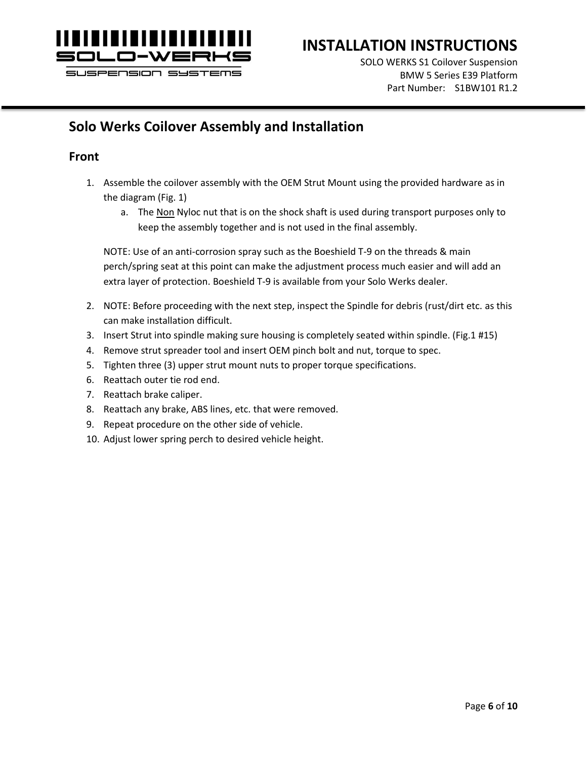## Solo Werks Coilover Assembly and Installation

### Front

1. Assemble the coilover assembly with the OEM Strut Mount using the provided hardware as in the diagram (Fig. 1)
   a. The Non Nyloc nut that is on the shock shaft is used during transport purposes only to keep the assembly together and is not used in the final assembly.

   NOTE: Use of an anti-corrosion spray such as the Boeshield T-9 on the threads & main perch/spring seat at this point can make the adjustment process much easier and will add an extra layer of protection. Boeshield T-9 is available from your Solo Werks dealer.

2. NOTE: Before proceeding with the next step, inspect the Spindle for debris (rust/dirt etc. as this can make installation difficult.
3. Insert Strut into spindle making sure housing is completely seated within spindle. (Fig.1 #15)
4. Remove strut spreader tool and insert OEM pinch bolt and nut, torque to spec.
5. Tighten three (3) upper strut mount nuts to proper torque specifications.
6. Reattach outer tie rod end.
7. Reattach brake caliper.
8. Reattach any brake, ABS lines, etc. that were removed.
9. Repeat procedure on the other side of vehicle.
10. Adjust lower spring perch to desired vehicle height.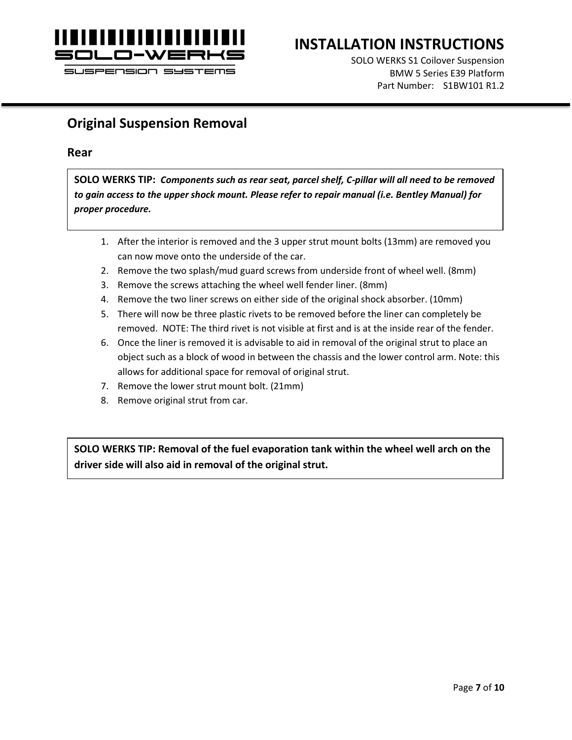# Original Suspension Removal

## Rear

**SOLO WERKS TIP:** ***Components such as rear seat, parcel shelf, C-pillar will all need to be removed to gain access to the upper shock mount. Please refer to repair manual (i.e. Bentley Manual) for proper procedure.***

1. After the interior is removed and the 3 upper strut mount bolts (13mm) are removed you can now move onto the underside of the car.
2. Remove the two splash/mud guard screws from underside front of wheel well. (8mm)
3. Remove the screws attaching the wheel well fender liner. (8mm)
4. Remove the two liner screws on either side of the original shock absorber. (10mm)
5. There will now be three plastic rivets to be removed before the liner can completely be removed. NOTE: The third rivet is not visible at first and is at the inside rear of the fender.
6. Once the liner is removed it is advisable to aid in removal of the original strut to place an object such as a block of wood in between the chassis and the lower control arm. Note: this allows for additional space for removal of original strut.
7. Remove the lower strut mount bolt. (21mm)
8. Remove original strut from car.

**SOLO WERKS TIP: Removal of the fuel evaporation tank within the wheel well arch on the driver side will also aid in removal of the original strut.**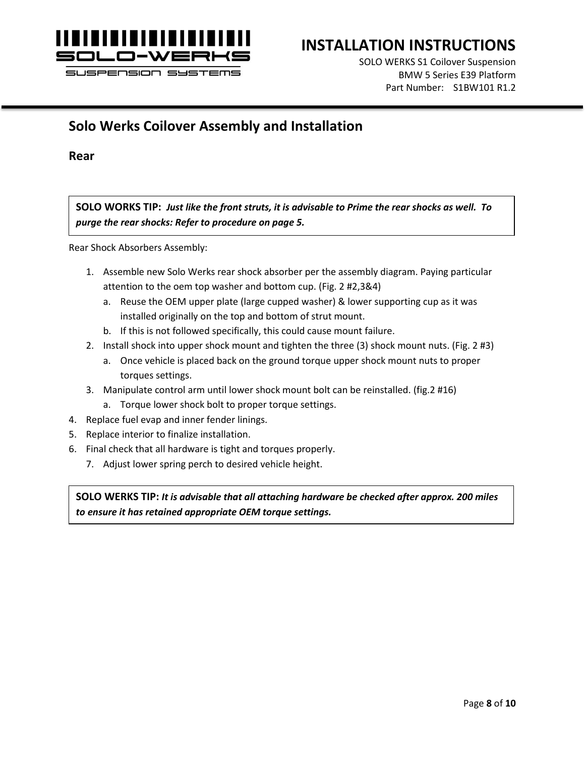## Solo Werks Coilover Assembly and Installation

### Rear

> **SOLO WORKS TIP:** ***Just like the front struts, it is advisable to Prime the rear shocks as well. To purge the rear shocks: Refer to procedure on page 5.***

Rear Shock Absorbers Assembly:

1. Assemble new Solo Werks rear shock absorber per the assembly diagram. Paying particular attention to the oem top washer and bottom cup. (Fig. 2 #2,3&4)
   a. Reuse the OEM upper plate (large cupped washer) & lower supporting cup as it was installed originally on the top and bottom of strut mount.
   b. If this is not followed specifically, this could cause mount failure.
2. Install shock into upper shock mount and tighten the three (3) shock mount nuts. (Fig. 2 #3)
   a. Once vehicle is placed back on the ground torque upper shock mount nuts to proper torques settings.
3. Manipulate control arm until lower shock mount bolt can be reinstalled. (fig.2 #16)
   a. Torque lower shock bolt to proper torque settings.
4. Replace fuel evap and inner fender linings.
5. Replace interior to finalize installation.
6. Final check that all hardware is tight and torques properly.
7. Adjust lower spring perch to desired vehicle height.

> **SOLO WERKS TIP:** ***It is advisable that all attaching hardware be checked after approx. 200 miles to ensure it has retained appropriate OEM torque settings.***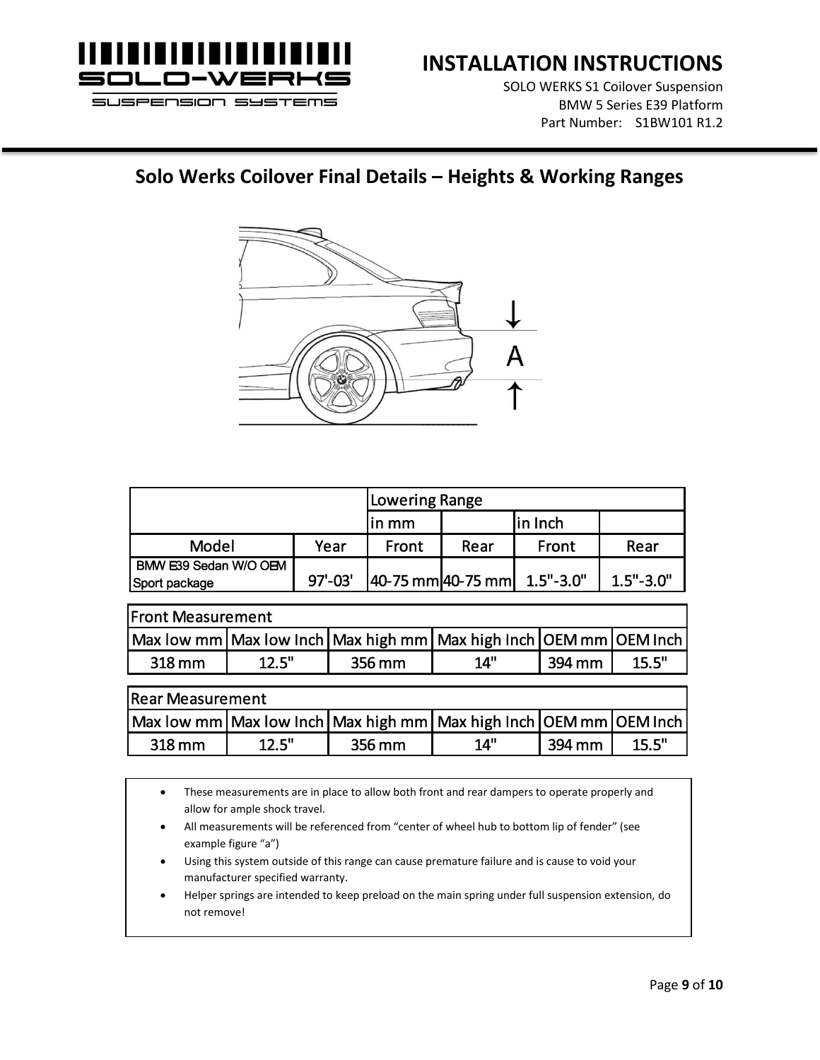## Solo Werks Coilover Final Details – Heights & Working Ranges

A

| | | Lowering Range | | | |
|---|---|---|---|---|---|
| | | in mm | | in Inch | |
| Model | Year | Front | Rear | Front | Rear |
| BMW E39 Sedan W/O OEM Sport package | 97'-03' | 40-75 mm | 40-75 mm | 1.5"-3.0" | 1.5"-3.0" |

| Front Measurement | | | | | |
|---|---|---|---|---|---|
| Max low mm | Max low Inch | Max high mm | Max high Inch | OEM mm | OEM Inch |
| 318 mm | 12.5" | 356 mm | 14" | 394 mm | 15.5" |

| Rear Measurement | | | | | |
|---|---|---|---|---|---|
| Max low mm | Max low Inch | Max high mm | Max high Inch | OEM mm | OEM Inch |
| 318 mm | 12.5" | 356 mm | 14" | 394 mm | 15.5" |

- These measurements are in place to allow both front and rear dampers to operate properly and allow for ample shock travel.
- All measurements will be referenced from "center of wheel hub to bottom lip of fender" (see example figure "a")
- Using this system outside of this range can cause premature failure and is cause to void your manufacturer specified warranty.
- Helper springs are intended to keep preload on the main spring under full suspension extension, do not remove!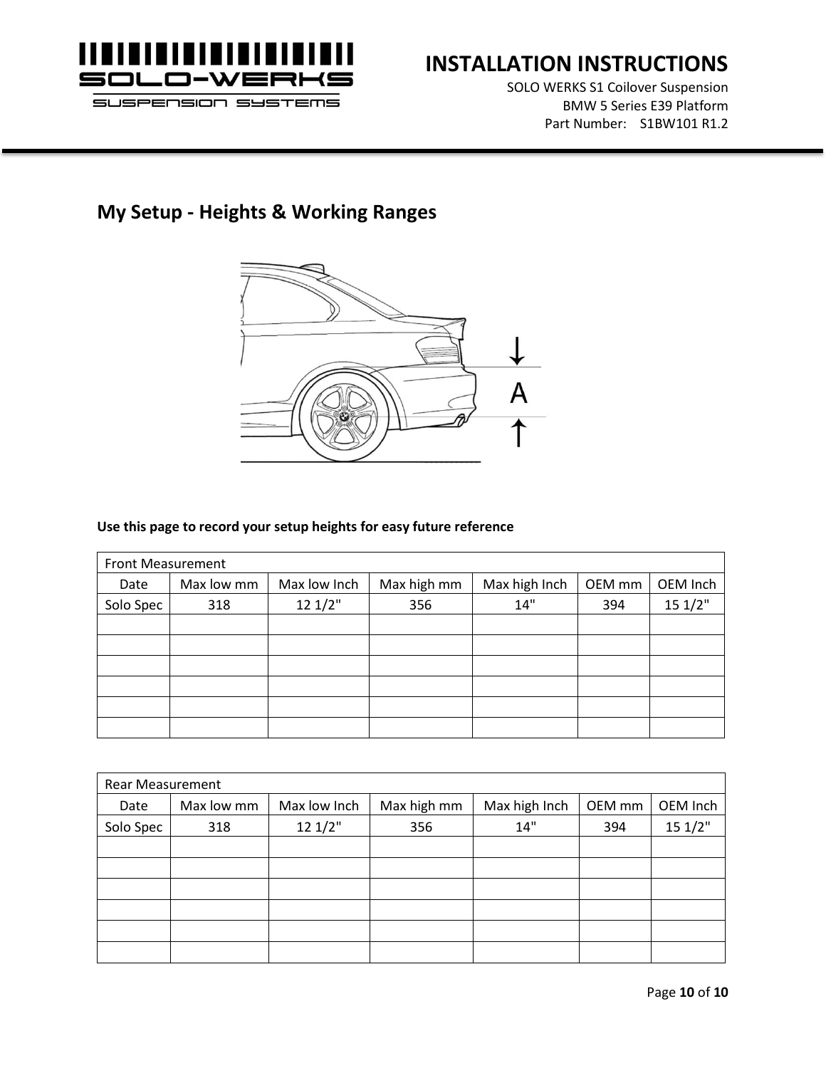## My Setup - Heights & Working Ranges

A

**Use this page to record your setup heights for easy future reference**

| Front Measurement | | | | | | |
|---|---|---|---|---|---|---|
| Date | Max low mm | Max low Inch | Max high mm | Max high Inch | OEM mm | OEM Inch |
| Solo Spec | 318 | 12 1/2" | 356 | 14" | 394 | 15 1/2" |
| | | | | | | |
| | | | | | | |
| | | | | | | |
| | | | | | | |
| | | | | | | |
| | | | | | | |

| Rear Measurement | | | | | | |
|---|---|---|---|---|---|---|
| Date | Max low mm | Max low Inch | Max high mm | Max high Inch | OEM mm | OEM Inch |
| Solo Spec | 318 | 12 1/2" | 356 | 14" | 394 | 15 1/2" |
| | | | | | | |
| | | | | | | |
| | | | | | | |
| | | | | | | |
| | | | | | | |
| | | | | | | |